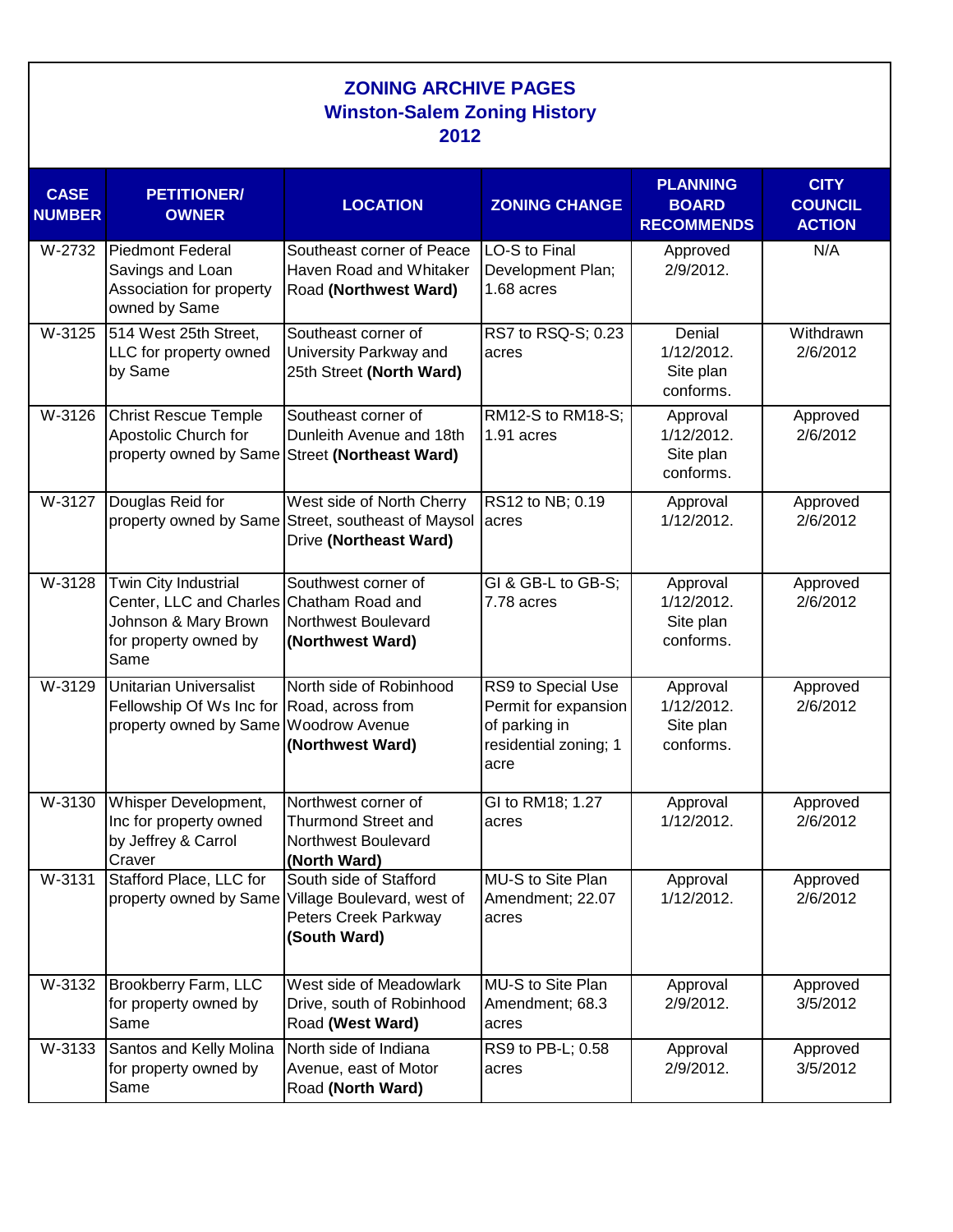# ZONING ARCHIVE PAGES
## Winston-Salem Zoning History
## 2012

| CASE NUMBER | PETITIONER/ OWNER | LOCATION | ZONING CHANGE | PLANNING BOARD RECOMMENDS | CITY COUNCIL ACTION |
|---|---|---|---|---|---|
| W-2732 | Piedmont Federal Savings and Loan Association for property owned by Same | Southeast corner of Peace Haven Road and Whitaker Road **(Northwest Ward)** | LO-S to Final Development Plan; 1.68 acres | Approved 2/9/2012. | N/A |
| W-3125 | 514 West 25th Street, LLC for property owned by Same | Southeast corner of University Parkway and 25th Street **(North Ward)** | RS7 to RSQ-S; 0.23 acres | Denial 1/12/2012. Site plan conforms. | Withdrawn 2/6/2012 |
| W-3126 | Christ Rescue Temple Apostolic Church for property owned by Same | Southeast corner of Dunleith Avenue and 18th Street **(Northeast Ward)** | RM12-S to RM18-S; 1.91 acres | Approval 1/12/2012. Site plan conforms. | Approved 2/6/2012 |
| W-3127 | Douglas Reid for property owned by Same | West side of North Cherry Street, southeast of Maysol Drive **(Northeast Ward)** | RS12 to NB; 0.19 acres | Approval 1/12/2012. | Approved 2/6/2012 |
| W-3128 | Twin City Industrial Center, LLC and Charles Johnson & Mary Brown for property owned by Same | Southwest corner of Chatham Road and Northwest Boulevard **(Northwest Ward)** | GI & GB-L to GB-S; 7.78 acres | Approval 1/12/2012. Site plan conforms. | Approved 2/6/2012 |
| W-3129 | Unitarian Universalist Fellowship Of Ws Inc for property owned by Same | North side of Robinhood Road, across from Woodrow Avenue **(Northwest Ward)** | RS9 to Special Use Permit for expansion of parking in residential zoning; 1 acre | Approval 1/12/2012. Site plan conforms. | Approved 2/6/2012 |
| W-3130 | Whisper Development, Inc for property owned by Jeffrey & Carrol Craver | Northwest corner of Thurmond Street and Northwest Boulevard **(North Ward)** | GI to RM18; 1.27 acres | Approval 1/12/2012. | Approved 2/6/2012 |
| W-3131 | Stafford Place, LLC for property owned by Same | South side of Stafford Village Boulevard, west of Peters Creek Parkway **(South Ward)** | MU-S to Site Plan Amendment; 22.07 acres | Approval 1/12/2012. | Approved 2/6/2012 |
| W-3132 | Brookberry Farm, LLC for property owned by Same | West side of Meadowlark Drive, south of Robinhood Road **(West Ward)** | MU-S to Site Plan Amendment; 68.3 acres | Approval 2/9/2012. | Approved 3/5/2012 |
| W-3133 | Santos and Kelly Molina for property owned by Same | North side of Indiana Avenue, east of Motor Road **(North Ward)** | RS9 to PB-L; 0.58 acres | Approval 2/9/2012. | Approved 3/5/2012 |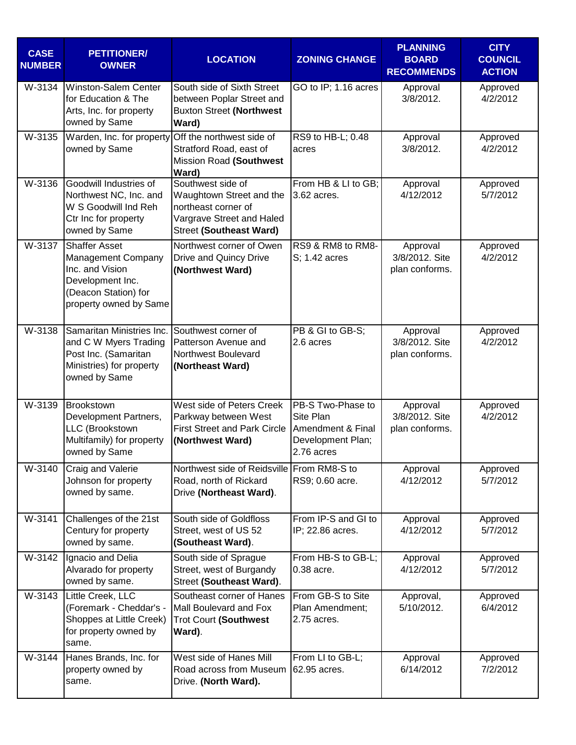| CASE NUMBER | PETITIONER/ OWNER | LOCATION | ZONING CHANGE | PLANNING BOARD RECOMMENDS | CITY COUNCIL ACTION |
|---|---|---|---|---|---|
| W-3134 | Winston-Salem Center for Education & The Arts, Inc. for property owned by Same | South side of Sixth Street between Poplar Street and Buxton Street **(Northwest Ward)** | GO to IP; 1.16 acres | Approval 3/8/2012. | Approved 4/2/2012 |
| W-3135 | Warden, Inc. for property owned by Same | Off the northwest side of Stratford Road, east of Mission Road **(Southwest Ward)** | RS9 to HB-L; 0.48 acres | Approval 3/8/2012. | Approved 4/2/2012 |
| W-3136 | Goodwill Industries of Northwest NC, Inc. and W S Goodwill Ind Reh Ctr Inc for property owned by Same | Southwest side of Waughtown Street and the northeast corner of Vargrave Street and Haled Street **(Southeast Ward)** | From HB & LI to GB; 3.62 acres. | Approval 4/12/2012 | Approved 5/7/2012 |
| W-3137 | Shaffer Asset Management Company Inc. and Vision Development Inc. (Deacon Station) for property owned by Same | Northwest corner of Owen Drive and Quincy Drive **(Northwest Ward)** | RS9 & RM8 to RM8-S; 1.42 acres | Approval 3/8/2012. Site plan conforms. | Approved 4/2/2012 |
| W-3138 | Samaritan Ministries Inc. and C W Myers Trading Post Inc. (Samaritan Ministries) for property owned by Same | Southwest corner of Patterson Avenue and Northwest Boulevard **(Northeast Ward)** | PB & GI to GB-S; 2.6 acres | Approval 3/8/2012. Site plan conforms. | Approved 4/2/2012 |
| W-3139 | Brookstown Development Partners, LLC (Brookstown Multifamily) for property owned by Same | West side of Peters Creek Parkway between West First Street and Park Circle **(Northwest Ward)** | PB-S Two-Phase to Site Plan Amendment & Final Development Plan; 2.76 acres | Approval 3/8/2012. Site plan conforms. | Approved 4/2/2012 |
| W-3140 | Craig and Valerie Johnson for property owned by same. | Northwest side of Reidsville Road, north of Rickard Drive **(Northeast Ward)**. | From RM8-S to RS9; 0.60 acre. | Approval 4/12/2012 | Approved 5/7/2012 |
| W-3141 | Challenges of the 21st Century for property owned by same. | South side of Goldfloss Street, west of US 52 **(Southeast Ward)**. | From IP-S and GI to IP; 22.86 acres. | Approval 4/12/2012 | Approved 5/7/2012 |
| W-3142 | Ignacio and Delia Alvarado for property owned by same. | South side of Sprague Street, west of Burgandy Street **(Southeast Ward)**. | From HB-S to GB-L; 0.38 acre. | Approval 4/12/2012 | Approved 5/7/2012 |
| W-3143 | Little Creek, LLC (Foremark - Cheddar's - Shoppes at Little Creek) for property owned by same. | Southeast corner of Hanes Mall Boulevard and Fox Trot Court **(Southwest Ward)**. | From GB-S to Site Plan Amendment; 2.75 acres. | Approval, 5/10/2012. | Approved 6/4/2012 |
| W-3144 | Hanes Brands, Inc. for property owned by same. | West side of Hanes Mill Road across from Museum Drive. **(North Ward).** | From LI to GB-L; 62.95 acres. | Approval 6/14/2012 | Approved 7/2/2012 |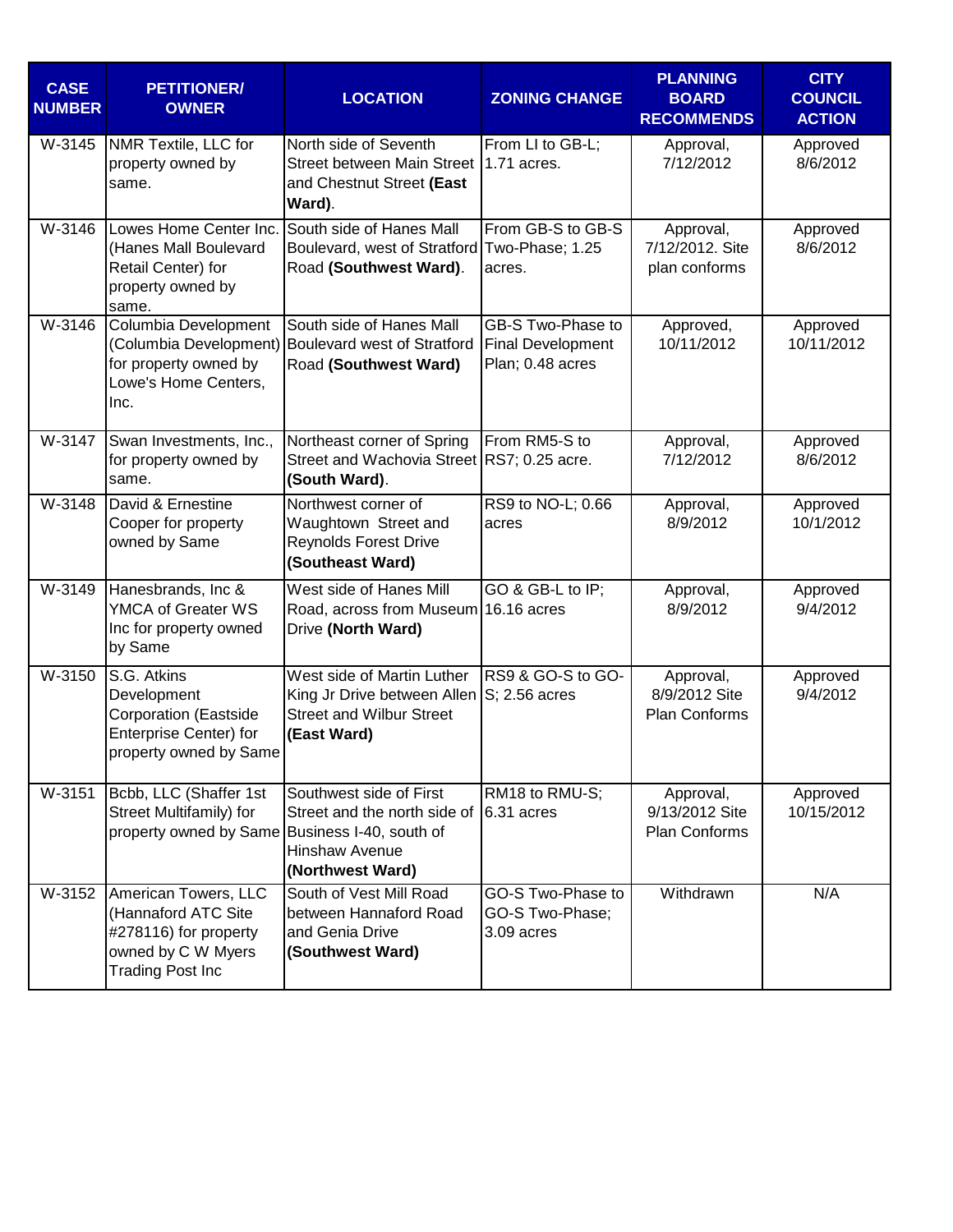| CASE NUMBER | PETITIONER/ OWNER | LOCATION | ZONING CHANGE | PLANNING BOARD RECOMMENDS | CITY COUNCIL ACTION |
|---|---|---|---|---|---|
| W-3145 | NMR Textile, LLC for property owned by same. | North side of Seventh Street between Main Street and Chestnut Street **(East Ward)**. | From LI to GB-L; 1.71 acres. | Approval, 7/12/2012 | Approved 8/6/2012 |
| W-3146 | Lowes Home Center Inc. (Hanes Mall Boulevard Retail Center) for property owned by same. | South side of Hanes Mall Boulevard, west of Stratford Road **(Southwest Ward)**. | From GB-S to GB-S Two-Phase; 1.25 acres. | Approval, 7/12/2012. Site plan conforms | Approved 8/6/2012 |
| W-3146 | Columbia Development (Columbia Development) for property owned by Lowe's Home Centers, Inc. | South side of Hanes Mall Boulevard west of Stratford Road **(Southwest Ward)** | GB-S Two-Phase to Final Development Plan; 0.48 acres | Approved, 10/11/2012 | Approved 10/11/2012 |
| W-3147 | Swan Investments, Inc., for property owned by same. | Northeast corner of Spring Street and Wachovia Street **(South Ward)**. | From RM5-S to RS7; 0.25 acre. | Approval, 7/12/2012 | Approved 8/6/2012 |
| W-3148 | David & Ernestine Cooper for property owned by Same | Northwest corner of Waughtown Street and Reynolds Forest Drive **(Southeast Ward)** | RS9 to NO-L; 0.66 acres | Approval, 8/9/2012 | Approved 10/1/2012 |
| W-3149 | Hanesbrands, Inc & YMCA of Greater WS Inc for property owned by Same | West side of Hanes Mill Road, across from Museum Drive **(North Ward)** | GO & GB-L to IP; 16.16 acres | Approval, 8/9/2012 | Approved 9/4/2012 |
| W-3150 | S.G. Atkins Development Corporation (Eastside Enterprise Center) for property owned by Same | West side of Martin Luther King Jr Drive between Allen Street and Wilbur Street **(East Ward)** | RS9 & GO-S to GO-S; 2.56 acres | Approval, 8/9/2012 Site Plan Conforms | Approved 9/4/2012 |
| W-3151 | Bcbb, LLC (Shaffer 1st Street Multifamily) for property owned by Same | Southwest side of First Street and the north side of Business I-40, south of Hinshaw Avenue **(Northwest Ward)** | RM18 to RMU-S; 6.31 acres | Approval, 9/13/2012 Site Plan Conforms | Approved 10/15/2012 |
| W-3152 | American Towers, LLC (Hannaford ATC Site #278116) for property owned by C W Myers Trading Post Inc | South of Vest Mill Road between Hannaford Road and Genia Drive **(Southwest Ward)** | GO-S Two-Phase to GO-S Two-Phase; 3.09 acres | Withdrawn | N/A |